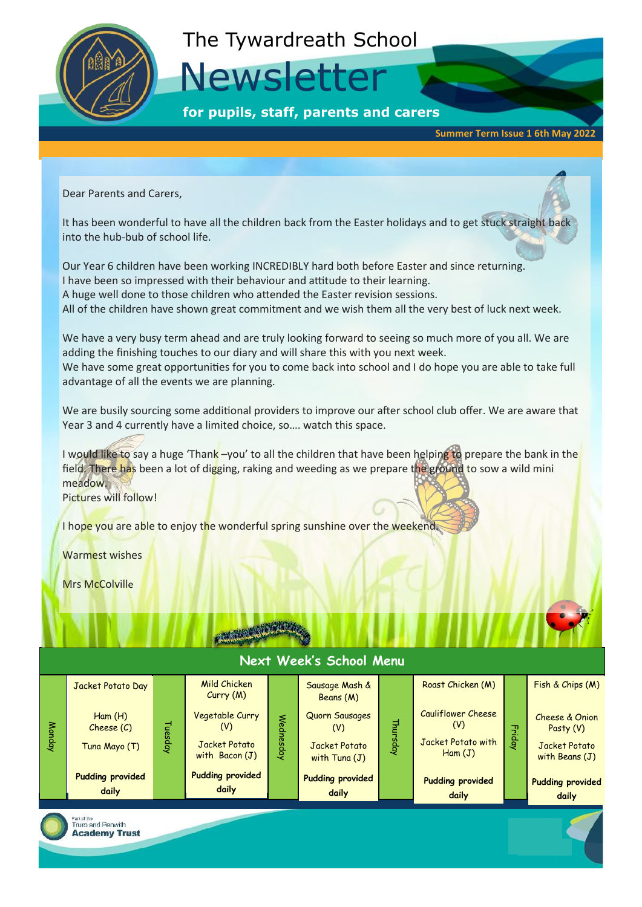# The Tywardreath School

# Newsletter

**for pupils, staff, parents and carers**

**Summer Term Issue 1 6th May 2022**

Dear Parents and Carers,

It has been wonderful to have all the children back from the Easter holidays and to get stuck straight back into the hub-bub of school life.

Our Year 6 children have been working INCREDIBLY hard both before Easter and since returning.
I have been so impressed with their behaviour and attitude to their learning.
A huge well done to those children who attended the Easter revision sessions.
All of the children have shown great commitment and we wish them all the very best of luck next week.

We have a very busy term ahead and are truly looking forward to seeing so much more of you all. We are adding the finishing touches to our diary and will share this with you next week.
We have some great opportunities for you to come back into school and I do hope you are able to take full advantage of all the events we are planning.

We are busily sourcing some additional providers to improve our after school club offer. We are aware that Year 3 and 4 currently have a limited choice, so…. watch this space.

I would like to say a huge 'Thank –you' to all the children that have been helping to prepare the bank in the field. There has been a lot of digging, raking and weeding as we prepare the ground to sow a wild mini meadow.
Pictures will follow!

I hope you are able to enjoy the wonderful spring sunshine over the weekend.

Warmest wishes

Mrs McColville

## Next Week's School Menu

| Monday | Tuesday | Wednesday | Thursday | Friday |
|---|---|---|---|---|
| Jacket Potato Day | Mild Chicken Curry (M) | Sausage Mash & Beans (M) | Roast Chicken (M) | Fish & Chips (M) |
| Ham (H) Cheese (C) | Vegetable Curry (V) | Quorn Sausages (V) | Cauliflower Cheese (V) | Cheese & Onion Pasty (V) |
| Tuna Mayo (T) | Jacket Potato with Bacon (J) | Jacket Potato with Tuna (J) | Jacket Potato with Ham (J) | Jacket Potato with Beans (J) |
| **Pudding provided daily** | **Pudding provided daily** | **Pudding provided daily** | **Pudding provided daily** | **Pudding provided daily** |

Part of the Truro and Penwith **Academy Trust**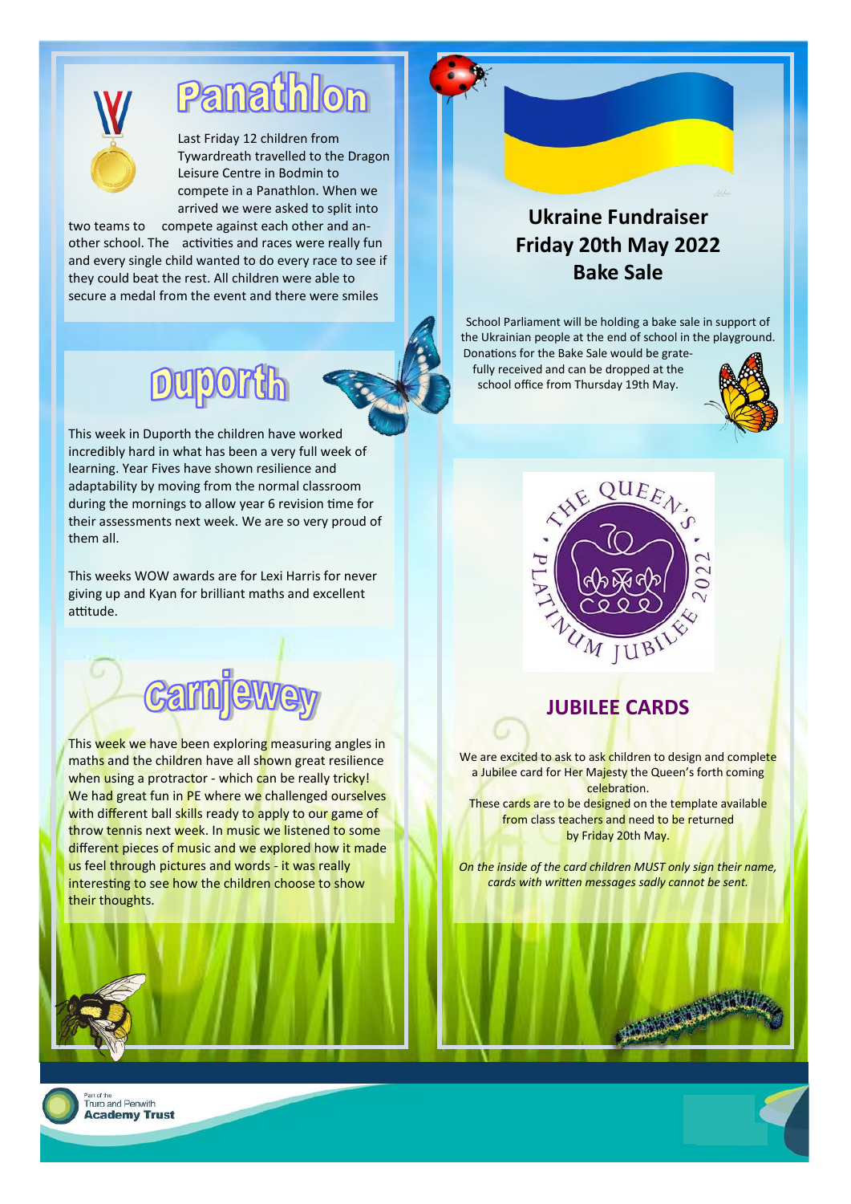## Panathlon

Last Friday 12 children from Tywardreath travelled to the Dragon Leisure Centre in Bodmin to compete in a Panathlon. When we arrived we were asked to split into two teams to compete against each other and another school. The activities and races were really fun and every single child wanted to do every race to see if they could beat the rest. All children were able to secure a medal from the event and there were smiles

## Duporth

This week in Duporth the children have worked incredibly hard in what has been a very full week of learning. Year Fives have shown resilience and adaptability by moving from the normal classroom during the mornings to allow year 6 revision time for their assessments next week. We are so very proud of them all.

This weeks WOW awards are for Lexi Harris for never giving up and Kyan for brilliant maths and excellent attitude.

## Carnjewey

This week we have been exploring measuring angles in maths and the children have all shown great resilience when using a protractor - which can be really tricky! We had great fun in PE where we challenged ourselves with different ball skills ready to apply to our game of throw tennis next week. In music we listened to some different pieces of music and we explored how it made us feel through pictures and words - it was really interesting to see how the children choose to show their thoughts.

## Ukraine Fundraiser Friday 20th May 2022 Bake Sale

School Parliament will be holding a bake sale in support of the Ukrainian people at the end of school in the playground. Donations for the Bake Sale would be gratefully received and can be dropped at the school office from Thursday 19th May.

THE QUEEN'S PLATINUM JUBILEE 2022

## JUBILEE CARDS

We are excited to ask to ask children to design and complete a Jubilee card for Her Majesty the Queen's forth coming celebration.

These cards are to be designed on the template available from class teachers and need to be returned by Friday 20th May.

*On the inside of the card children MUST only sign their name, cards with written messages sadly cannot be sent.*

Part of the Truro and Penwith Academy Trust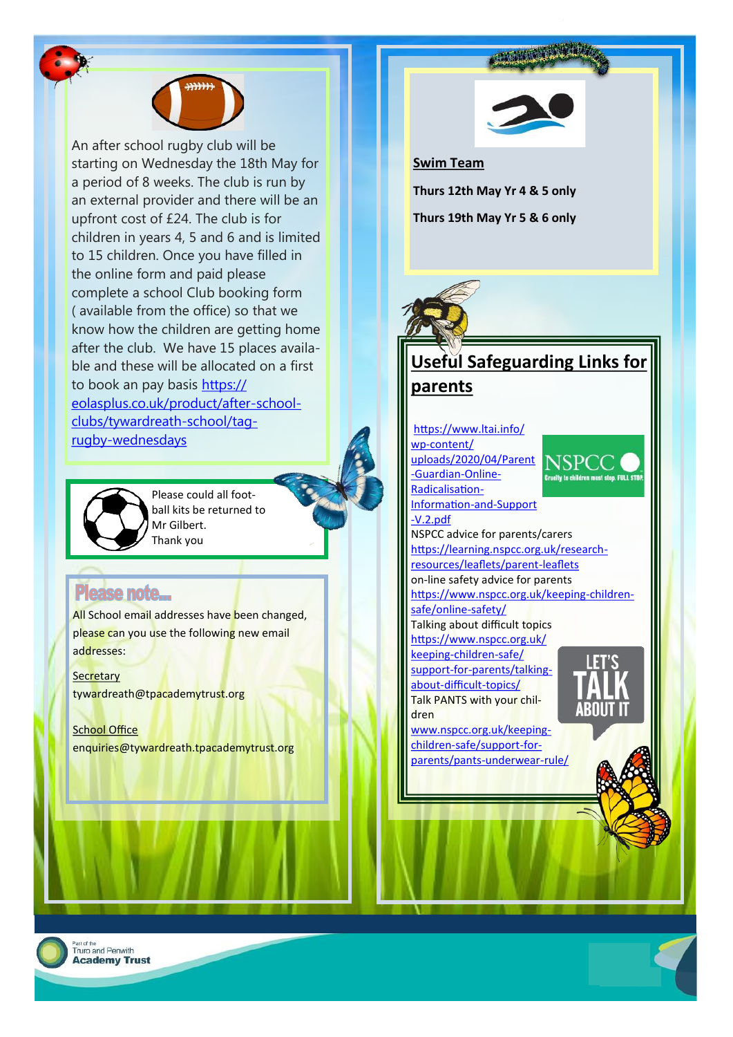An after school rugby club will be starting on Wednesday the 18th May for a period of 8 weeks. The club is run by an external provider and there will be an upfront cost of £24. The club is for children in years 4, 5 and 6 and is limited to 15 children. Once you have filled in the online form and paid please complete a school Club booking form ( available from the office) so that we know how the children are getting home after the club. We have 15 places available and these will be allocated on a first to book an pay basis https://eolasplus.co.uk/product/after-school-clubs/tywardreath-school/tag-rugby-wednesdays

Please could all football kits be returned to Mr Gilbert.
Thank you

## Please note...

All School email addresses have been changed, please can you use the following new email addresses:

Secretary
tywardreath@tpacademytrust.org

School Office
enquiries@tywardreath.tpacademytrust.org

**Swim Team**

**Thurs 12th May Yr 4 & 5 only**

**Thurs 19th May Yr 5 & 6 only**

## Useful Safeguarding Links for parents

https://www.ltai.info/wp-content/uploads/2020/04/Parent-Guardian-Online-Radicalisation-Information-and-Support-V.2.pdf

NSPCC advice for parents/carers
https://learning.nspcc.org.uk/research-resources/leaflets/parent-leaflets

on-line safety advice for parents
https://www.nspcc.org.uk/keeping-children-safe/online-safety/

Talking about difficult topics
https://www.nspcc.org.uk/keeping-children-safe/support-for-parents/talking-about-difficult-topics/

Talk PANTS with your children
www.nspcc.org.uk/keeping-children-safe/support-for-parents/pants-underwear-rule/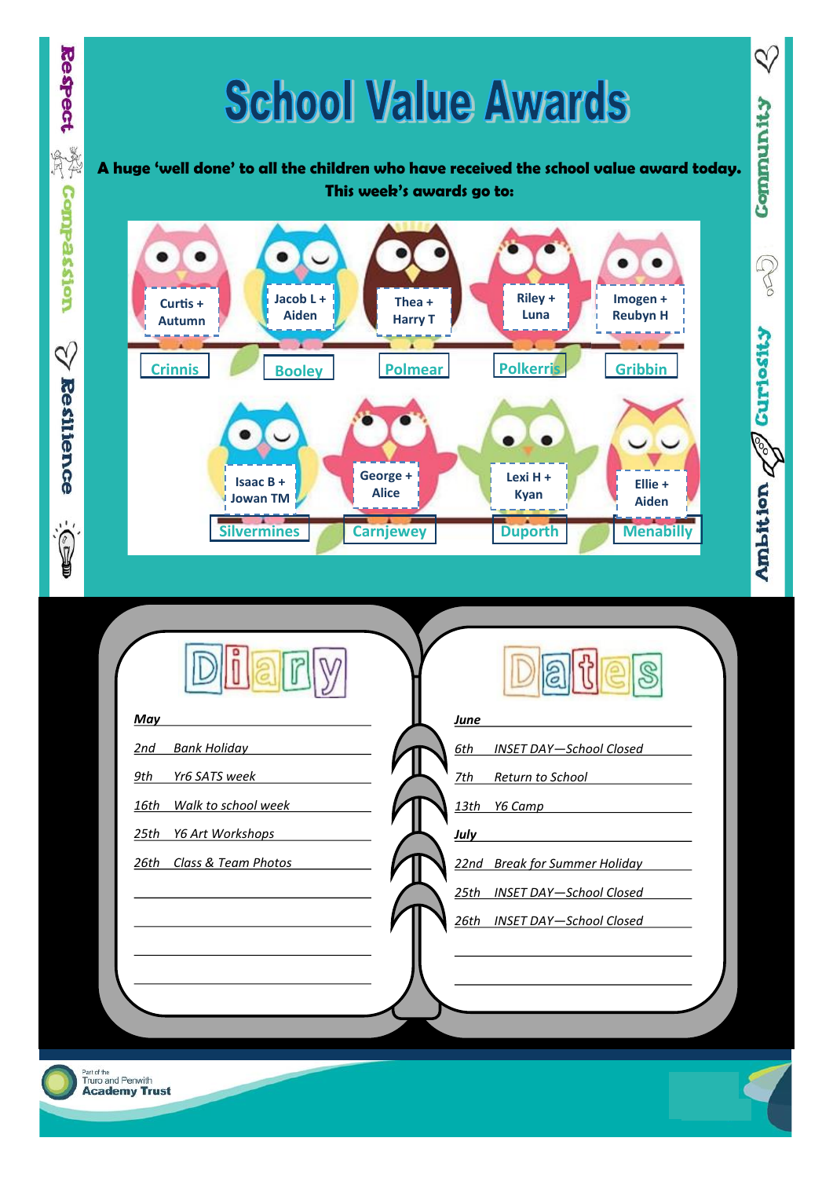# School Value Awards

**A huge 'well done' to all the children who have received the school value award today. This week's awards go to:**

| Class | Award |
|---|---|
| Crinnis | Curtis + Autumn |
| Booley | Jacob L + Aiden |
| Polmear | Thea + Harry T |
| Polkerris | Riley + Luna |
| Gribbin | Imogen + Reubyn H |
| Silvermines | Isaac B + Jowan TM |
| Carnjewey | George + Alice |
| Duporth | Lexi H + Kyan |
| Menabilly | Ellie + Aiden |

Respect · Compassion · Resilience · Community · Curiosity · Ambition

## Diary Dates

***May***

- *2nd* *Bank Holiday*
- *9th* *Yr6 SATS week*
- *16th* *Walk to school week*
- *25th* *Y6 Art Workshops*
- *26th* *Class & Team Photos*

***June***

- *6th* *INSET DAY—School Closed*
- *7th* *Return to School*
- *13th* *Y6 Camp*

***July***

- *22nd* *Break for Summer Holiday*
- *25th* *INSET DAY—School Closed*
- *26th* *INSET DAY—School Closed*

Part of the Truro and Penwith **Academy Trust**